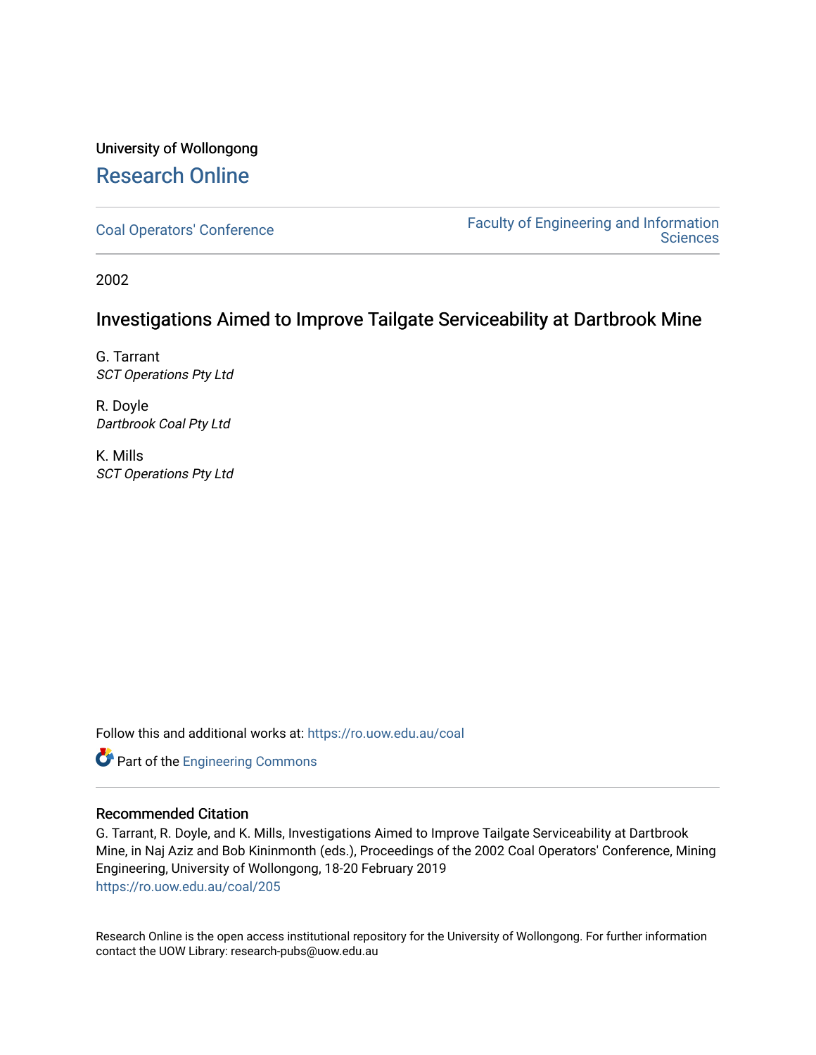University of Wollongong

# Research Online

Coal Operators' Conference | Faculty of Engineering and Information Sciences

2002

## Investigations Aimed to Improve Tailgate Serviceability at Dartbrook Mine

G. Tarrant
*SCT Operations Pty Ltd*

R. Doyle
*Dartbrook Coal Pty Ltd*

K. Mills
*SCT Operations Pty Ltd*

Follow this and additional works at: https://ro.uow.edu.au/coal

Part of the Engineering Commons

### Recommended Citation

G. Tarrant, R. Doyle, and K. Mills, Investigations Aimed to Improve Tailgate Serviceability at Dartbrook Mine, in Naj Aziz and Bob Kininmonth (eds.), Proceedings of the 2002 Coal Operators' Conference, Mining Engineering, University of Wollongong, 18-20 February 2019
https://ro.uow.edu.au/coal/205

Research Online is the open access institutional repository for the University of Wollongong. For further information contact the UOW Library: research-pubs@uow.edu.au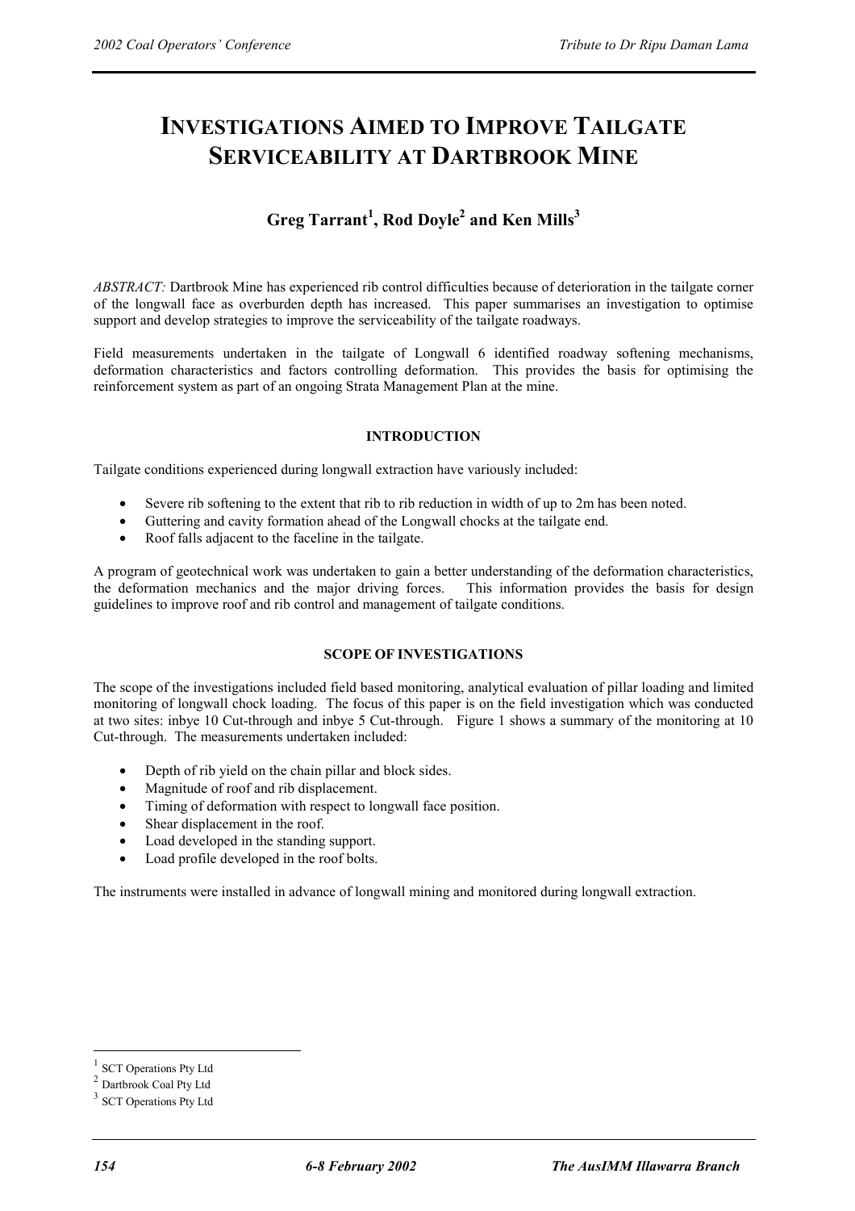# INVESTIGATIONS AIMED TO IMPROVE TAILGATE SERVICEABILITY AT DARTBROOK MINE

## Greg Tarrant[1], Rod Doyle[2] and Ken Mills[3]

*ABSTRACT:* Dartbrook Mine has experienced rib control difficulties because of deterioration in the tailgate corner of the longwall face as overburden depth has increased. This paper summarises an investigation to optimise support and develop strategies to improve the serviceability of the tailgate roadways.

Field measurements undertaken in the tailgate of Longwall 6 identified roadway softening mechanisms, deformation characteristics and factors controlling deformation. This provides the basis for optimising the reinforcement system as part of an ongoing Strata Management Plan at the mine.

### INTRODUCTION

Tailgate conditions experienced during longwall extraction have variously included:

- Severe rib softening to the extent that rib to rib reduction in width of up to 2m has been noted.
- Guttering and cavity formation ahead of the Longwall chocks at the tailgate end.
- Roof falls adjacent to the faceline in the tailgate.

A program of geotechnical work was undertaken to gain a better understanding of the deformation characteristics, the deformation mechanics and the major driving forces. This information provides the basis for design guidelines to improve roof and rib control and management of tailgate conditions.

### SCOPE OF INVESTIGATIONS

The scope of the investigations included field based monitoring, analytical evaluation of pillar loading and limited monitoring of longwall chock loading. The focus of this paper is on the field investigation which was conducted at two sites: inbye 10 Cut-through and inbye 5 Cut-through. Figure 1 shows a summary of the monitoring at 10 Cut-through. The measurements undertaken included:

- Depth of rib yield on the chain pillar and block sides.
- Magnitude of roof and rib displacement.
- Timing of deformation with respect to longwall face position.
- Shear displacement in the roof.
- Load developed in the standing support.
- Load profile developed in the roof bolts.

The instruments were installed in advance of longwall mining and monitored during longwall extraction.

---

[1] SCT Operations Pty Ltd

[2] Dartbrook Coal Pty Ltd

[3] SCT Operations Pty Ltd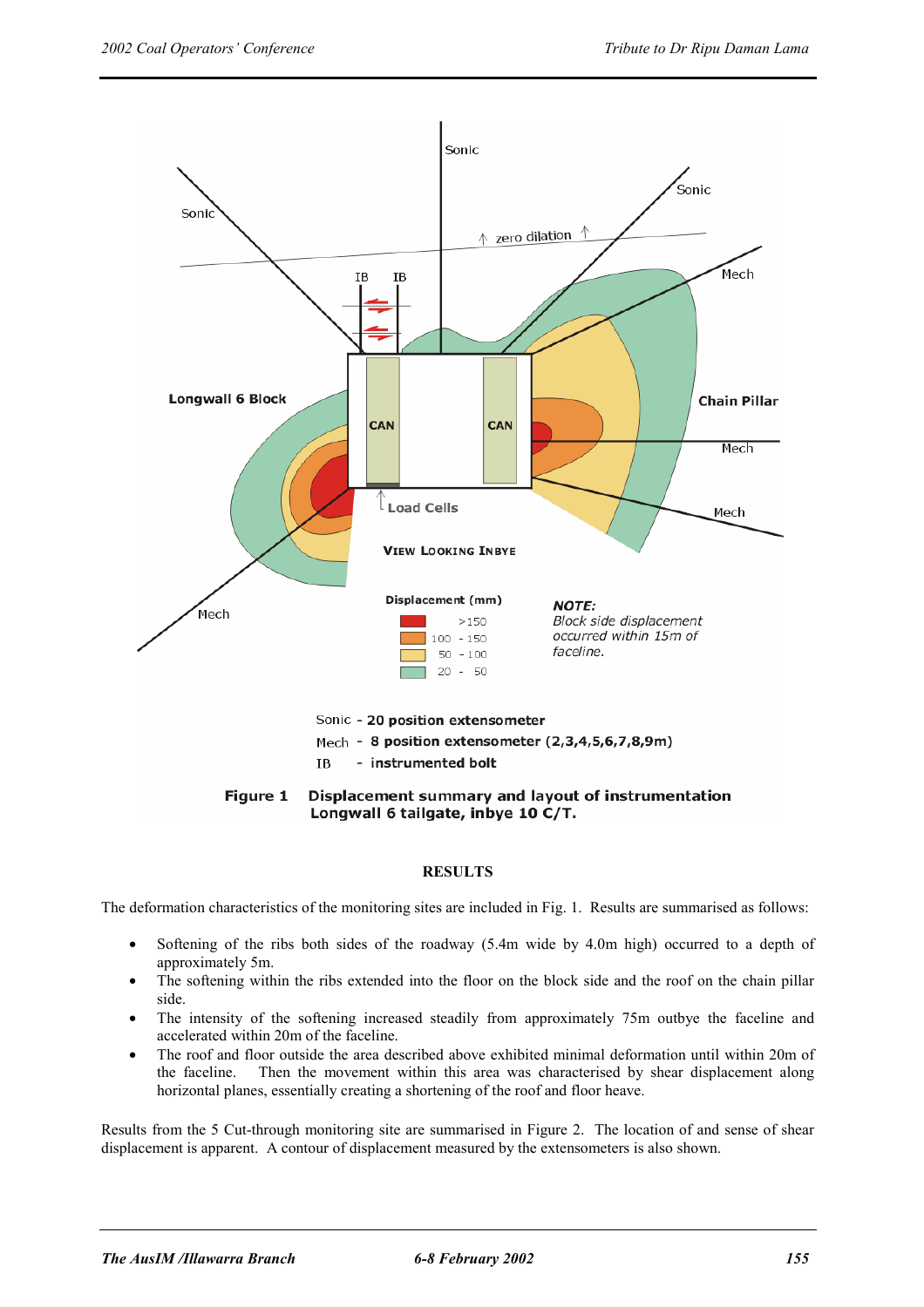Figure 1 Displacement summary and layout of instrumentation Longwall 6 tailgate, inbye 10 C/T.

## RESULTS

The deformation characteristics of the monitoring sites are included in Fig. 1. Results are summarised as follows:

- Softening of the ribs both sides of the roadway (5.4m wide by 4.0m high) occurred to a depth of approximately 5m.
- The softening within the ribs extended into the floor on the block side and the roof on the chain pillar side.
- The intensity of the softening increased steadily from approximately 75m outbye the faceline and accelerated within 20m of the faceline.
- The roof and floor outside the area described above exhibited minimal deformation until within 20m of the faceline. Then the movement within this area was characterised by shear displacement along horizontal planes, essentially creating a shortening of the roof and floor heave.

Results from the 5 Cut-through monitoring site are summarised in Figure 2. The location of and sense of shear displacement is apparent. A contour of displacement measured by the extensometers is also shown.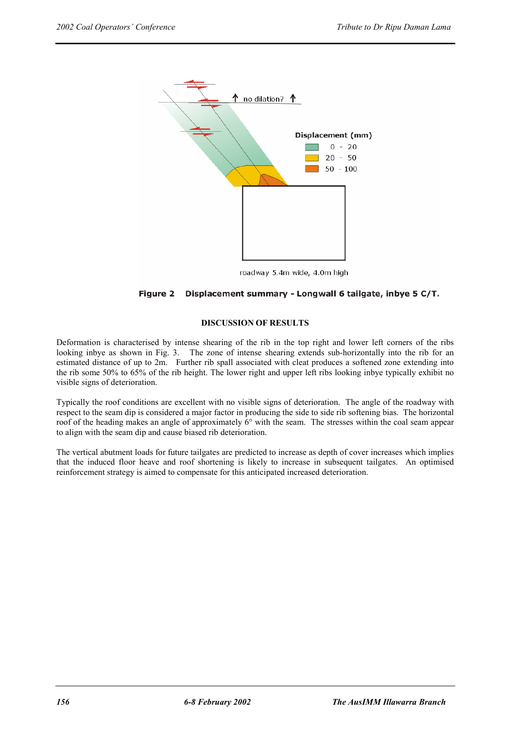Figure 2 Displacement summary - Longwall 6 tailgate, inbye 5 C/T.

## DISCUSSION OF RESULTS

Deformation is characterised by intense shearing of the rib in the top right and lower left corners of the ribs looking inbye as shown in Fig. 3. The zone of intense shearing extends sub-horizontally into the rib for an estimated distance of up to 2m. Further rib spall associated with cleat produces a softened zone extending into the rib some 50% to 65% of the rib height. The lower right and upper left ribs looking inbye typically exhibit no visible signs of deterioration.

Typically the roof conditions are excellent with no visible signs of deterioration. The angle of the roadway with respect to the seam dip is considered a major factor in producing the side to side rib softening bias. The horizontal roof of the heading makes an angle of approximately 6° with the seam. The stresses within the coal seam appear to align with the seam dip and cause biased rib deterioration.

The vertical abutment loads for future tailgates are predicted to increase as depth of cover increases which implies that the induced floor heave and roof shortening is likely to increase in subsequent tailgates. An optimised reinforcement strategy is aimed to compensate for this anticipated increased deterioration.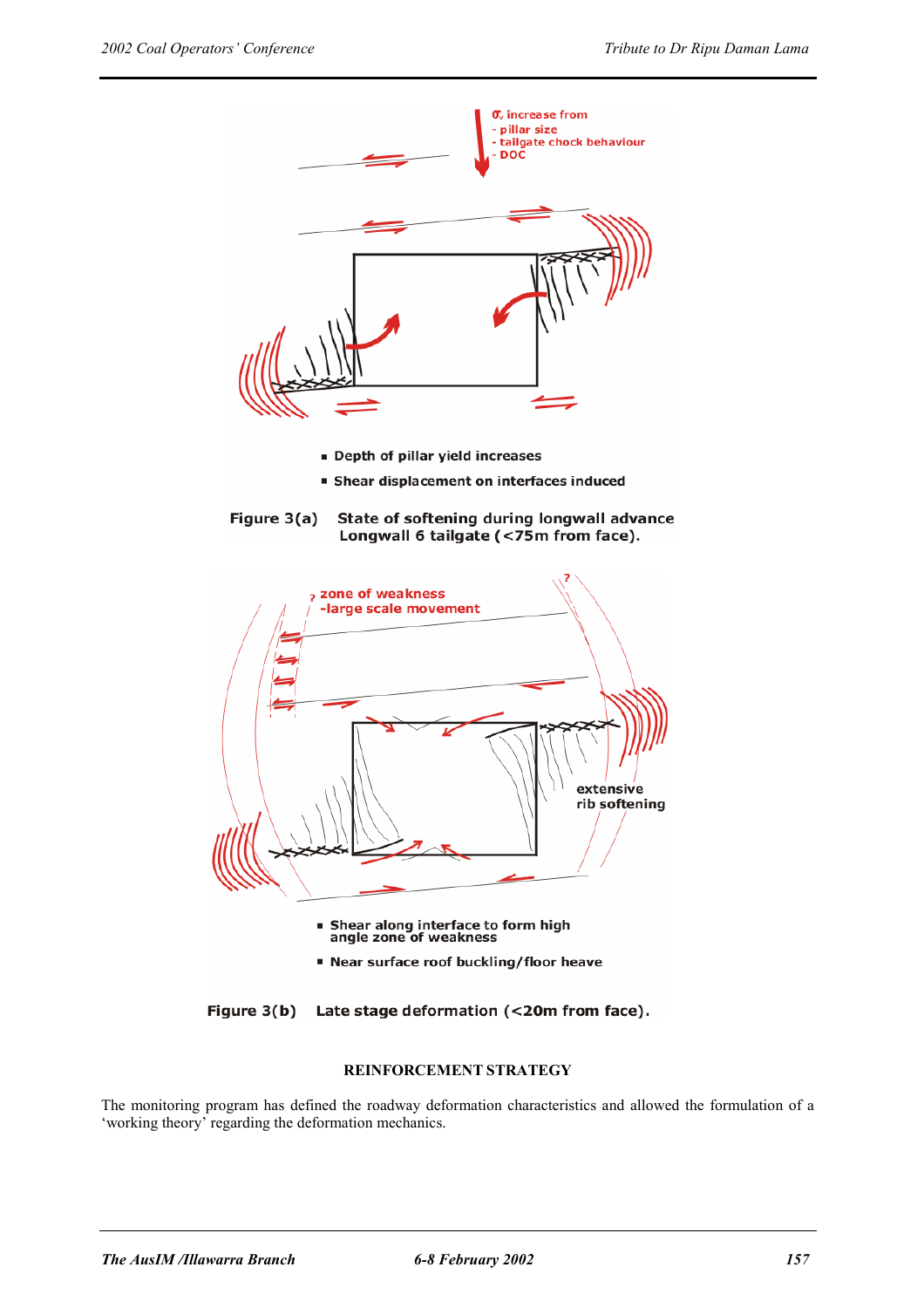$\sigma_v$ increase from
- pillar size
- tailgate chock behaviour
- DOC

- Depth of pillar yield increases
- Shear displacement on interfaces induced

Figure 3(a) State of softening during longwall advance Longwall 6 tailgate (<75m from face).

? zone of weakness
-large scale movement

?

extensive rib softening

- Shear along interface to form high angle zone of weakness
- Near surface roof buckling/floor heave

Figure 3(b) Late stage deformation (<20m from face).

## REINFORCEMENT STRATEGY

The monitoring program has defined the roadway deformation characteristics and allowed the formulation of a 'working theory' regarding the deformation mechanics.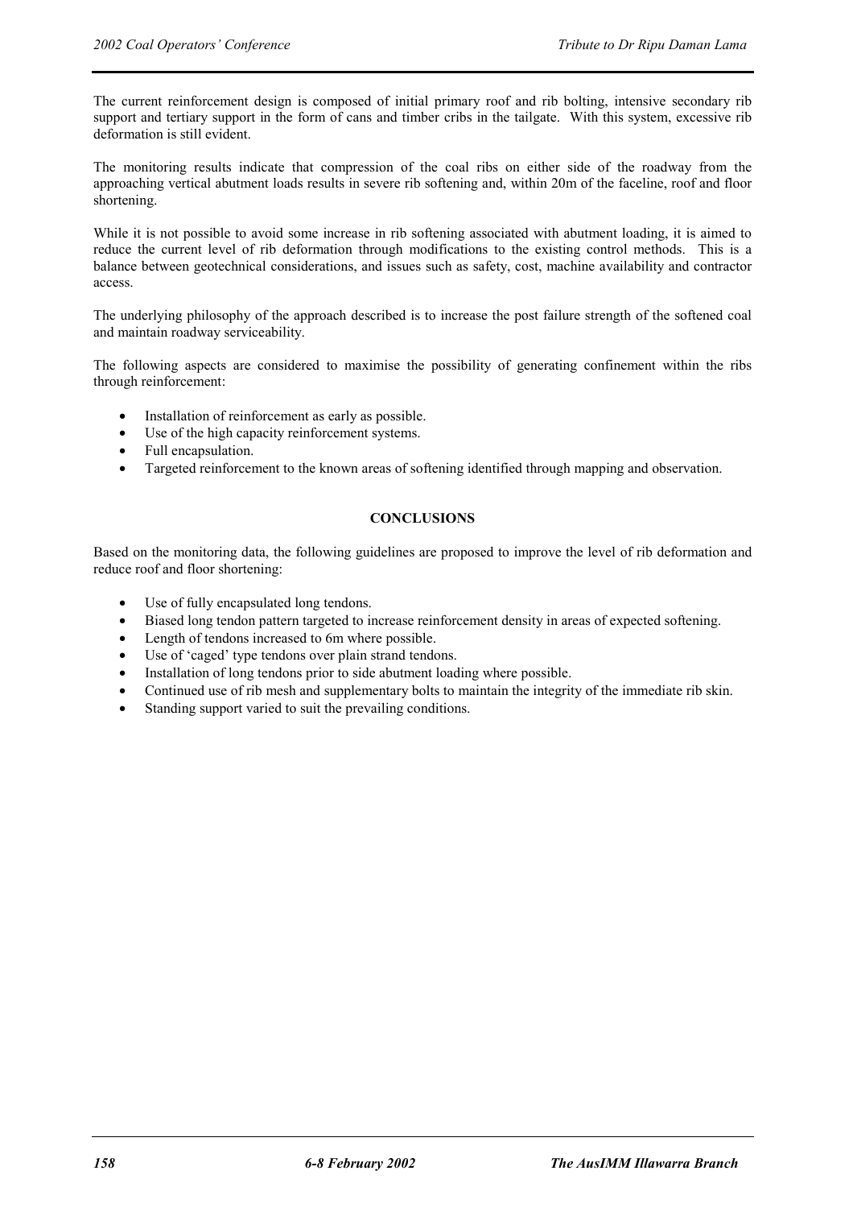The current reinforcement design is composed of initial primary roof and rib bolting, intensive secondary rib support and tertiary support in the form of cans and timber cribs in the tailgate. With this system, excessive rib deformation is still evident.

The monitoring results indicate that compression of the coal ribs on either side of the roadway from the approaching vertical abutment loads results in severe rib softening and, within 20m of the faceline, roof and floor shortening.

While it is not possible to avoid some increase in rib softening associated with abutment loading, it is aimed to reduce the current level of rib deformation through modifications to the existing control methods. This is a balance between geotechnical considerations, and issues such as safety, cost, machine availability and contractor access.

The underlying philosophy of the approach described is to increase the post failure strength of the softened coal and maintain roadway serviceability.

The following aspects are considered to maximise the possibility of generating confinement within the ribs through reinforcement:

- Installation of reinforcement as early as possible.
- Use of the high capacity reinforcement systems.
- Full encapsulation.
- Targeted reinforcement to the known areas of softening identified through mapping and observation.

## CONCLUSIONS

Based on the monitoring data, the following guidelines are proposed to improve the level of rib deformation and reduce roof and floor shortening:

- Use of fully encapsulated long tendons.
- Biased long tendon pattern targeted to increase reinforcement density in areas of expected softening.
- Length of tendons increased to 6m where possible.
- Use of 'caged' type tendons over plain strand tendons.
- Installation of long tendons prior to side abutment loading where possible.
- Continued use of rib mesh and supplementary bolts to maintain the integrity of the immediate rib skin.
- Standing support varied to suit the prevailing conditions.